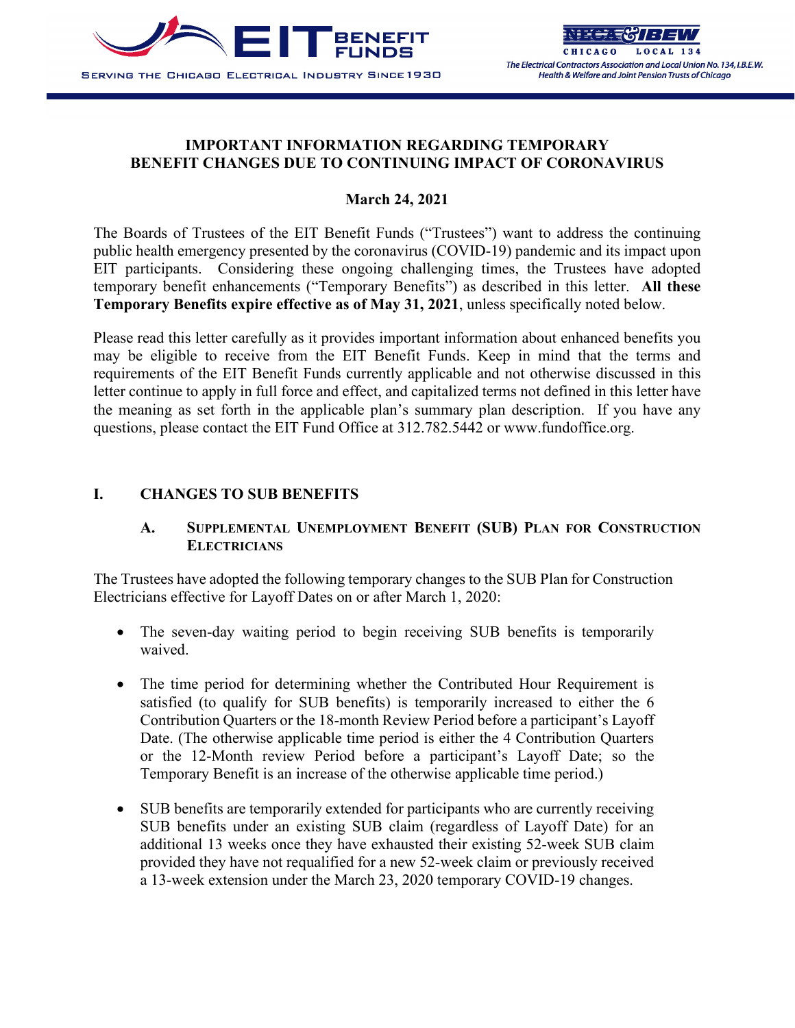# IMPORTANT INFORMATION REGARDING TEMPORARY BENEFIT CHANGES DUE TO CONTINUING IMPACT OF CORONAVIRUS

**March 24, 2021**

The Boards of Trustees of the EIT Benefit Funds ("Trustees") want to address the continuing public health emergency presented by the coronavirus (COVID-19) pandemic and its impact upon EIT participants. Considering these ongoing challenging times, the Trustees have adopted temporary benefit enhancements ("Temporary Benefits") as described in this letter. **All these Temporary Benefits expire effective as of May 31, 2021**, unless specifically noted below.

Please read this letter carefully as it provides important information about enhanced benefits you may be eligible to receive from the EIT Benefit Funds. Keep in mind that the terms and requirements of the EIT Benefit Funds currently applicable and not otherwise discussed in this letter continue to apply in full force and effect, and capitalized terms not defined in this letter have the meaning as set forth in the applicable plan's summary plan description. If you have any questions, please contact the EIT Fund Office at 312.782.5442 or www.fundoffice.org.

## I. CHANGES TO SUB BENEFITS

### A. SUPPLEMENTAL UNEMPLOYMENT BENEFIT (SUB) PLAN FOR CONSTRUCTION ELECTRICIANS

The Trustees have adopted the following temporary changes to the SUB Plan for Construction Electricians effective for Layoff Dates on or after March 1, 2020:

- The seven-day waiting period to begin receiving SUB benefits is temporarily waived.
- The time period for determining whether the Contributed Hour Requirement is satisfied (to qualify for SUB benefits) is temporarily increased to either the 6 Contribution Quarters or the 18-month Review Period before a participant's Layoff Date. (The otherwise applicable time period is either the 4 Contribution Quarters or the 12-Month review Period before a participant's Layoff Date; so the Temporary Benefit is an increase of the otherwise applicable time period.)
- SUB benefits are temporarily extended for participants who are currently receiving SUB benefits under an existing SUB claim (regardless of Layoff Date) for an additional 13 weeks once they have exhausted their existing 52-week SUB claim provided they have not requalified for a new 52-week claim or previously received a 13-week extension under the March 23, 2020 temporary COVID-19 changes.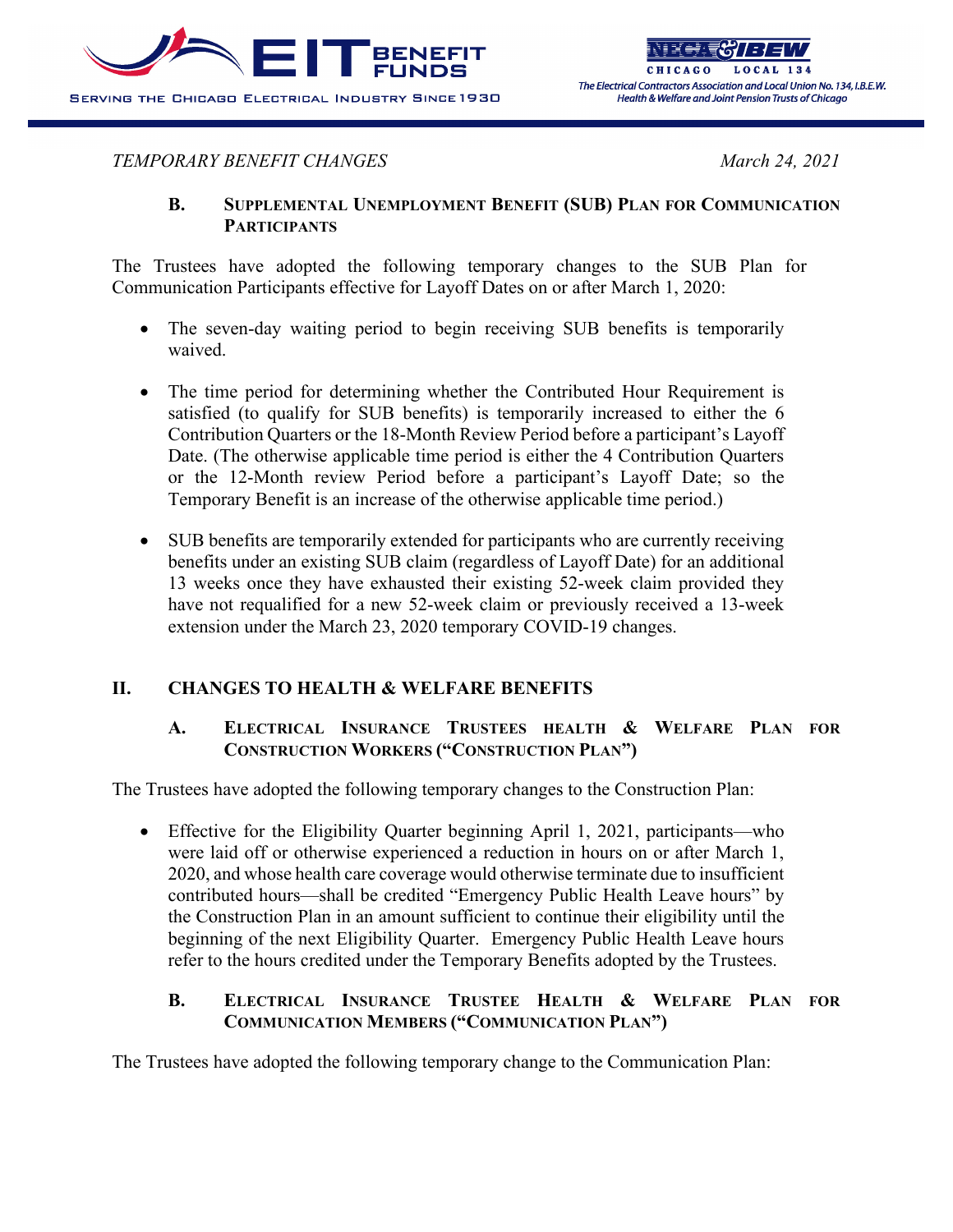*TEMPORARY BENEFIT CHANGES* *March 24, 2021*

### B. Supplemental Unemployment Benefit (SUB) Plan for Communication Participants

The Trustees have adopted the following temporary changes to the SUB Plan for Communication Participants effective for Layoff Dates on or after March 1, 2020:

- The seven-day waiting period to begin receiving SUB benefits is temporarily waived.

- The time period for determining whether the Contributed Hour Requirement is satisfied (to qualify for SUB benefits) is temporarily increased to either the 6 Contribution Quarters or the 18-Month Review Period before a participant's Layoff Date. (The otherwise applicable time period is either the 4 Contribution Quarters or the 12-Month review Period before a participant's Layoff Date; so the Temporary Benefit is an increase of the otherwise applicable time period.)

- SUB benefits are temporarily extended for participants who are currently receiving benefits under an existing SUB claim (regardless of Layoff Date) for an additional 13 weeks once they have exhausted their existing 52-week claim provided they have not requalified for a new 52-week claim or previously received a 13-week extension under the March 23, 2020 temporary COVID-19 changes.

## II. CHANGES TO HEALTH & WELFARE BENEFITS

### A. Electrical Insurance Trustees Health & Welfare Plan for Construction Workers ("Construction Plan")

The Trustees have adopted the following temporary changes to the Construction Plan:

- Effective for the Eligibility Quarter beginning April 1, 2021, participants—who were laid off or otherwise experienced a reduction in hours on or after March 1, 2020, and whose health care coverage would otherwise terminate due to insufficient contributed hours—shall be credited "Emergency Public Health Leave hours" by the Construction Plan in an amount sufficient to continue their eligibility until the beginning of the next Eligibility Quarter. Emergency Public Health Leave hours refer to the hours credited under the Temporary Benefits adopted by the Trustees.

### B. Electrical Insurance Trustee Health & Welfare Plan for Communication Members ("Communication Plan")

The Trustees have adopted the following temporary change to the Communication Plan: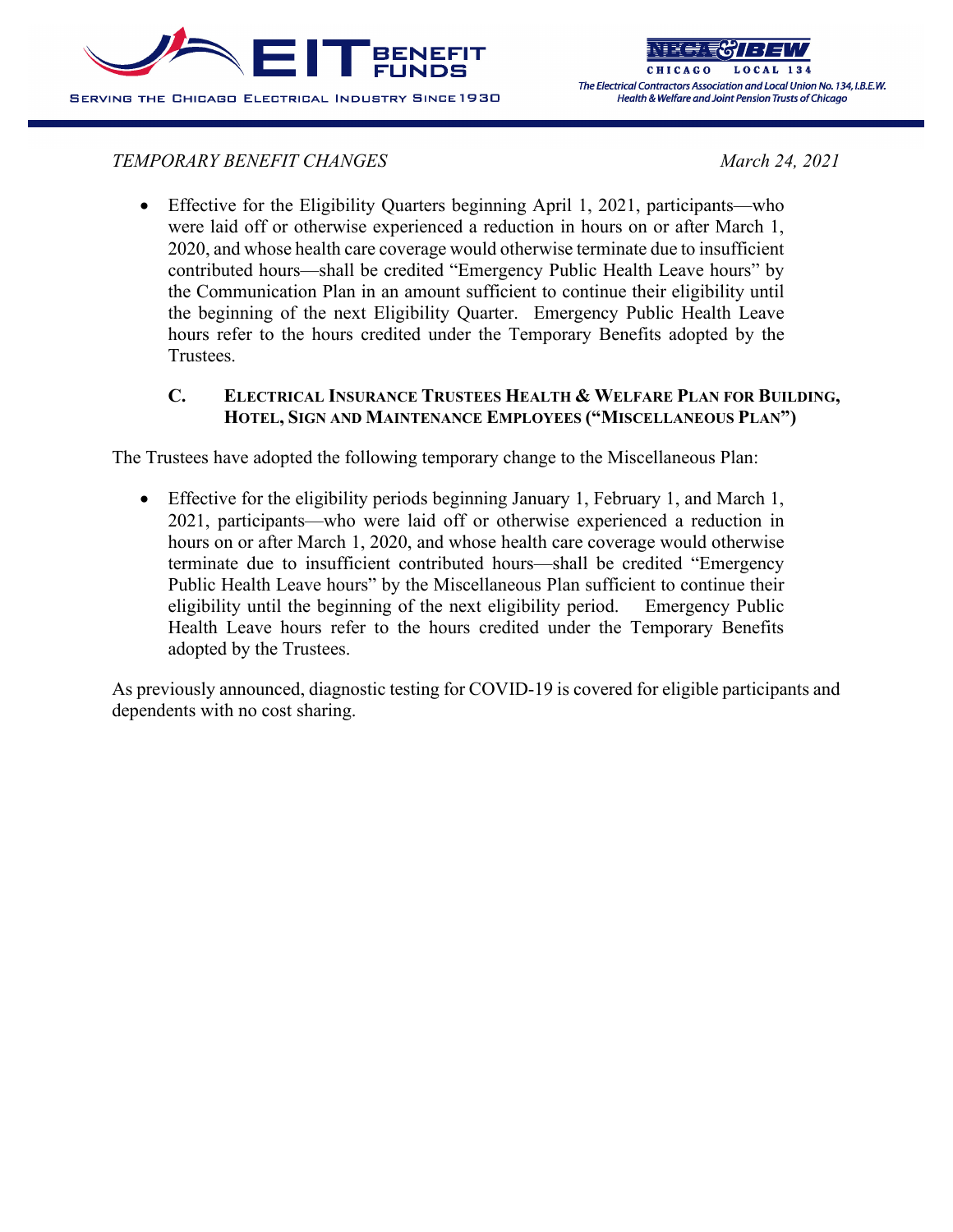- Effective for the Eligibility Quarters beginning April 1, 2021, participants—who were laid off or otherwise experienced a reduction in hours on or after March 1, 2020, and whose health care coverage would otherwise terminate due to insufficient contributed hours—shall be credited “Emergency Public Health Leave hours” by the Communication Plan in an amount sufficient to continue their eligibility until the beginning of the next Eligibility Quarter. Emergency Public Health Leave hours refer to the hours credited under the Temporary Benefits adopted by the Trustees.

### C. ELECTRICAL INSURANCE TRUSTEES HEALTH & WELFARE PLAN FOR BUILDING, HOTEL, SIGN AND MAINTENANCE EMPLOYEES (“MISCELLANEOUS PLAN”)

The Trustees have adopted the following temporary change to the Miscellaneous Plan:

- Effective for the eligibility periods beginning January 1, February 1, and March 1, 2021, participants—who were laid off or otherwise experienced a reduction in hours on or after March 1, 2020, and whose health care coverage would otherwise terminate due to insufficient contributed hours—shall be credited “Emergency Public Health Leave hours” by the Miscellaneous Plan sufficient to continue their eligibility until the beginning of the next eligibility period. Emergency Public Health Leave hours refer to the hours credited under the Temporary Benefits adopted by the Trustees.

As previously announced, diagnostic testing for COVID-19 is covered for eligible participants and dependents with no cost sharing.